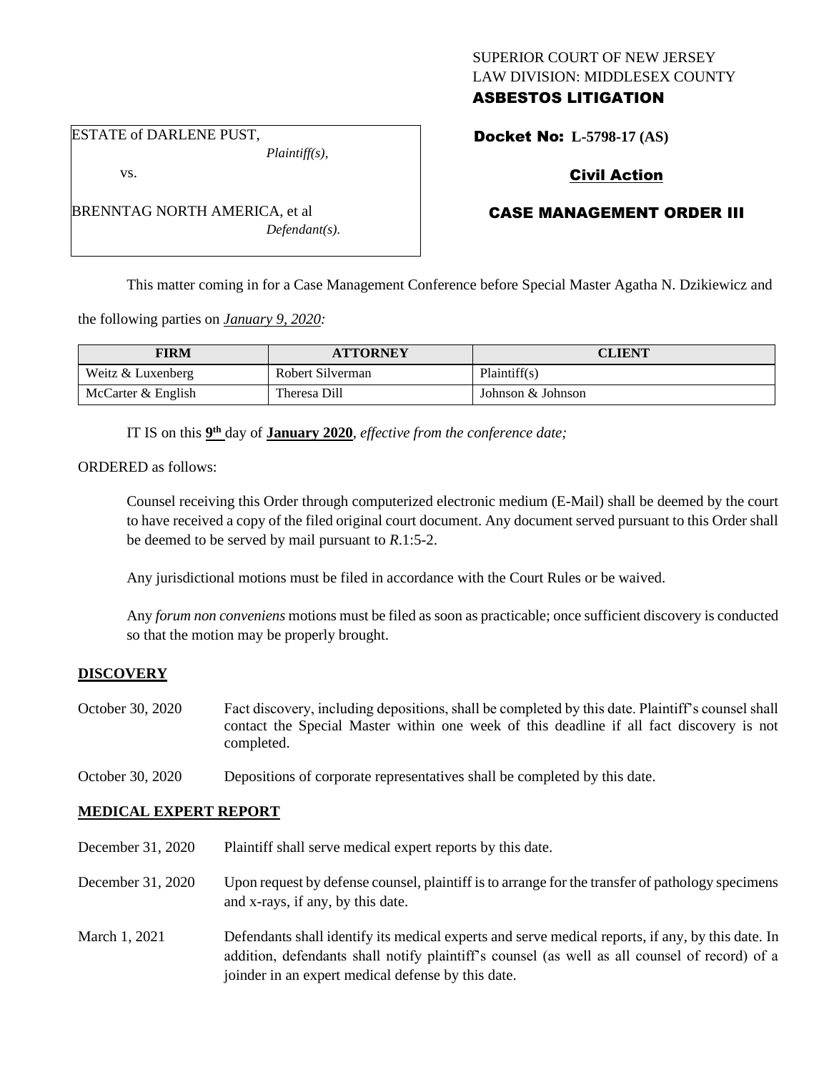SUPERIOR COURT OF NEW JERSEY
LAW DIVISION: MIDDLESEX COUNTY
**ASBESTOS LITIGATION**

ESTATE of DARLENE PUST,
*Plaintiff(s),*

vs.

BRENNTAG NORTH AMERICA, et al
*Defendant(s).*

**Docket No: L-5798-17 (AS)**

**Civil Action**

**CASE MANAGEMENT ORDER III**

This matter coming in for a Case Management Conference before Special Master Agatha N. Dzikiewicz and the following parties on *January 9, 2020:*

| FIRM | ATTORNEY | CLIENT |
|---|---|---|
| Weitz & Luxenberg | Robert Silverman | Plaintiff(s) |
| McCarter & English | Theresa Dill | Johnson & Johnson |

IT IS on this **9th** day of **January 2020**, *effective from the conference date;*

ORDERED as follows:

Counsel receiving this Order through computerized electronic medium (E-Mail) shall be deemed by the court to have received a copy of the filed original court document. Any document served pursuant to this Order shall be deemed to be served by mail pursuant to *R*.1:5-2.

Any jurisdictional motions must be filed in accordance with the Court Rules or be waived.

Any *forum non conveniens* motions must be filed as soon as practicable; once sufficient discovery is conducted so that the motion may be properly brought.

**DISCOVERY**

October 30, 2020 — Fact discovery, including depositions, shall be completed by this date. Plaintiff's counsel shall contact the Special Master within one week of this deadline if all fact discovery is not completed.

October 30, 2020 — Depositions of corporate representatives shall be completed by this date.

**MEDICAL EXPERT REPORT**

December 31, 2020 — Plaintiff shall serve medical expert reports by this date.

December 31, 2020 — Upon request by defense counsel, plaintiff is to arrange for the transfer of pathology specimens and x-rays, if any, by this date.

March 1, 2021 — Defendants shall identify its medical experts and serve medical reports, if any, by this date. In addition, defendants shall notify plaintiff's counsel (as well as all counsel of record) of a joinder in an expert medical defense by this date.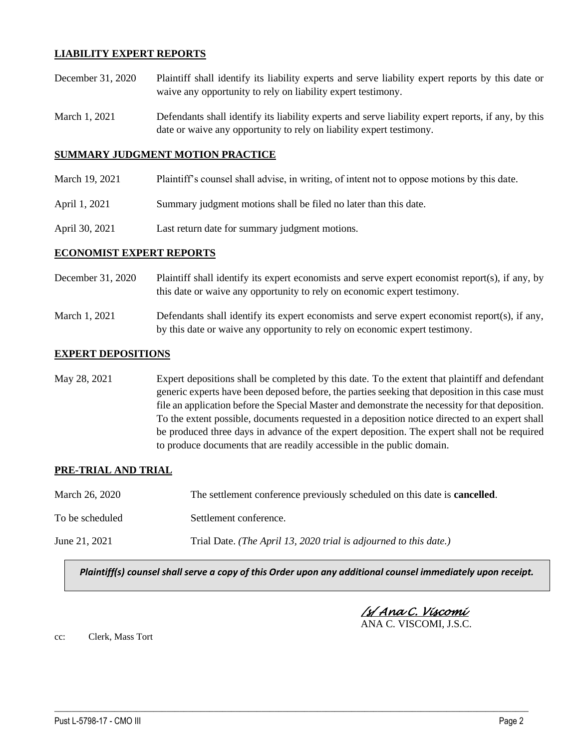## LIABILITY EXPERT REPORTS

| | |
|---|---|
| December 31, 2020 | Plaintiff shall identify its liability experts and serve liability expert reports by this date or waive any opportunity to rely on liability expert testimony. |
| March 1, 2021 | Defendants shall identify its liability experts and serve liability expert reports, if any, by this date or waive any opportunity to rely on liability expert testimony. |

## SUMMARY JUDGMENT MOTION PRACTICE

| | |
|---|---|
| March 19, 2021 | Plaintiff's counsel shall advise, in writing, of intent not to oppose motions by this date. |
| April 1, 2021 | Summary judgment motions shall be filed no later than this date. |
| April 30, 2021 | Last return date for summary judgment motions. |

## ECONOMIST EXPERT REPORTS

| | |
|---|---|
| December 31, 2020 | Plaintiff shall identify its expert economists and serve expert economist report(s), if any, by this date or waive any opportunity to rely on economic expert testimony. |
| March 1, 2021 | Defendants shall identify its expert economists and serve expert economist report(s), if any, by this date or waive any opportunity to rely on economic expert testimony. |

## EXPERT DEPOSITIONS

| | |
|---|---|
| May 28, 2021 | Expert depositions shall be completed by this date. To the extent that plaintiff and defendant generic experts have been deposed before, the parties seeking that deposition in this case must file an application before the Special Master and demonstrate the necessity for that deposition. To the extent possible, documents requested in a deposition notice directed to an expert shall be produced three days in advance of the expert deposition. The expert shall not be required to produce documents that are readily accessible in the public domain. |

## PRE-TRIAL AND TRIAL

| | |
|---|---|
| March 26, 2020 | The settlement conference previously scheduled on this date is **cancelled**. |
| To be scheduled | Settlement conference. |
| June 21, 2021 | Trial Date. *(The April 13, 2020 trial is adjourned to this date.)* |

***Plaintiff(s) counsel shall serve a copy of this Order upon any additional counsel immediately upon receipt.***

*/s/ Ana C. Viscomi*
ANA C. VISCOMI, J.S.C.

cc: Clerk, Mass Tort

Pust L-5798-17 - CMO III